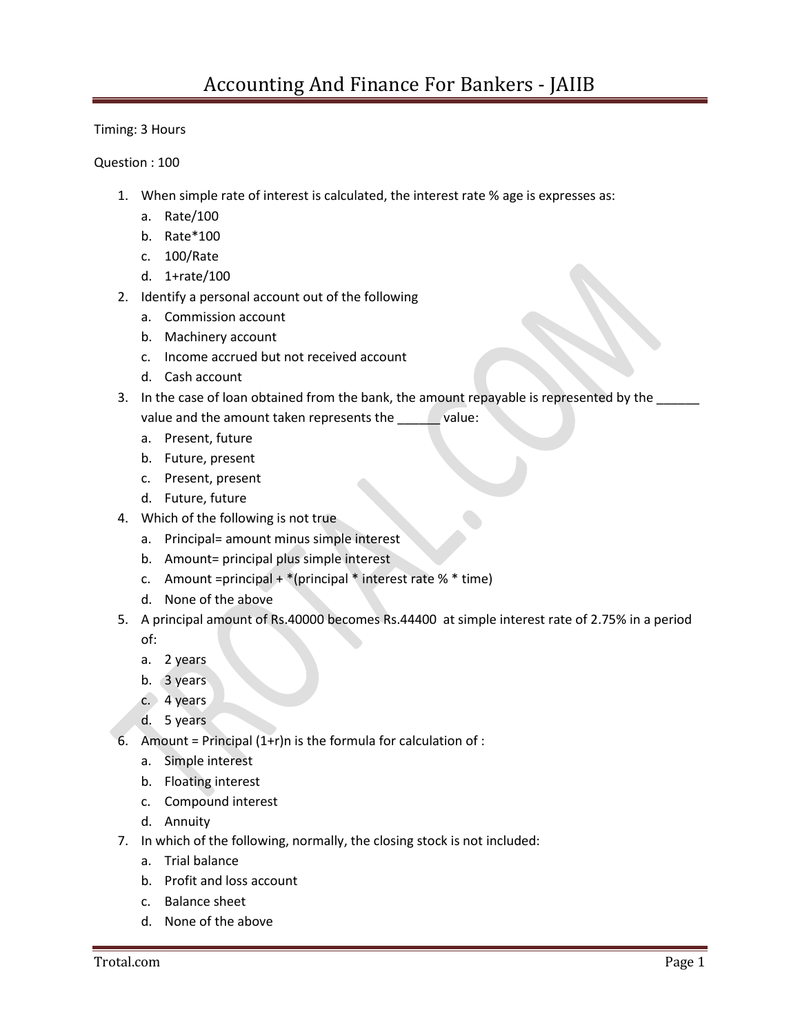# Accounting And Finance For Bankers - JAIIB

Timing: 3 Hours

Question : 100

1. When simple rate of interest is calculated, the interest rate % age is expresses as:
   a. Rate/100
   b. Rate*100
   c. 100/Rate
   d. 1+rate/100
2. Identify a personal account out of the following
   a. Commission account
   b. Machinery account
   c. Income accrued but not received account
   d. Cash account
3. In the case of loan obtained from the bank, the amount repayable is represented by the ______ value and the amount taken represents the ______ value:
   a. Present, future
   b. Future, present
   c. Present, present
   d. Future, future
4. Which of the following is not true
   a. Principal= amount minus simple interest
   b. Amount= principal plus simple interest
   c. Amount =principal + *(principal * interest rate % * time)
   d. None of the above
5. A principal amount of Rs.40000 becomes Rs.44400 at simple interest rate of 2.75% in a period of:
   a. 2 years
   b. 3 years
   c. 4 years
   d. 5 years
6. Amount = Principal (1+r)n is the formula for calculation of :
   a. Simple interest
   b. Floating interest
   c. Compound interest
   d. Annuity
7. In which of the following, normally, the closing stock is not included:
   a. Trial balance
   b. Profit and loss account
   c. Balance sheet
   d. None of the above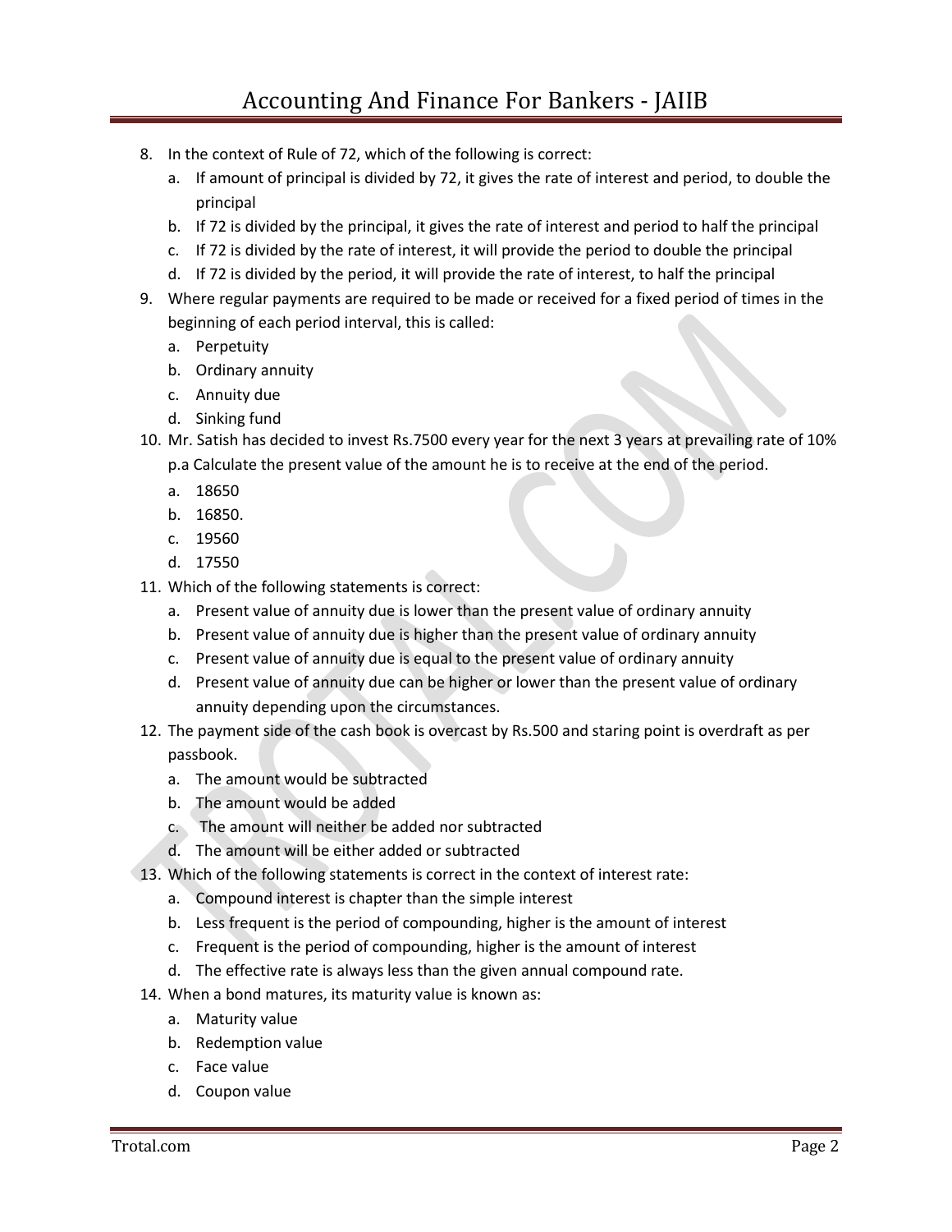8. In the context of Rule of 72, which of the following is correct:
   a. If amount of principal is divided by 72, it gives the rate of interest and period, to double the principal
   b. If 72 is divided by the principal, it gives the rate of interest and period to half the principal
   c. If 72 is divided by the rate of interest, it will provide the period to double the principal
   d. If 72 is divided by the period, it will provide the rate of interest, to half the principal
9. Where regular payments are required to be made or received for a fixed period of times in the beginning of each period interval, this is called:
   a. Perpetuity
   b. Ordinary annuity
   c. Annuity due
   d. Sinking fund
10. Mr. Satish has decided to invest Rs.7500 every year for the next 3 years at prevailing rate of 10% p.a Calculate the present value of the amount he is to receive at the end of the period.
    a. 18650
    b. 16850.
    c. 19560
    d. 17550
11. Which of the following statements is correct:
    a. Present value of annuity due is lower than the present value of ordinary annuity
    b. Present value of annuity due is higher than the present value of ordinary annuity
    c. Present value of annuity due is equal to the present value of ordinary annuity
    d. Present value of annuity due can be higher or lower than the present value of ordinary annuity depending upon the circumstances.
12. The payment side of the cash book is overcast by Rs.500 and staring point is overdraft as per passbook.
    a. The amount would be subtracted
    b. The amount would be added
    c. The amount will neither be added nor subtracted
    d. The amount will be either added or subtracted
13. Which of the following statements is correct in the context of interest rate:
    a. Compound interest is chapter than the simple interest
    b. Less frequent is the period of compounding, higher is the amount of interest
    c. Frequent is the period of compounding, higher is the amount of interest
    d. The effective rate is always less than the given annual compound rate.
14. When a bond matures, its maturity value is known as:
    a. Maturity value
    b. Redemption value
    c. Face value
    d. Coupon value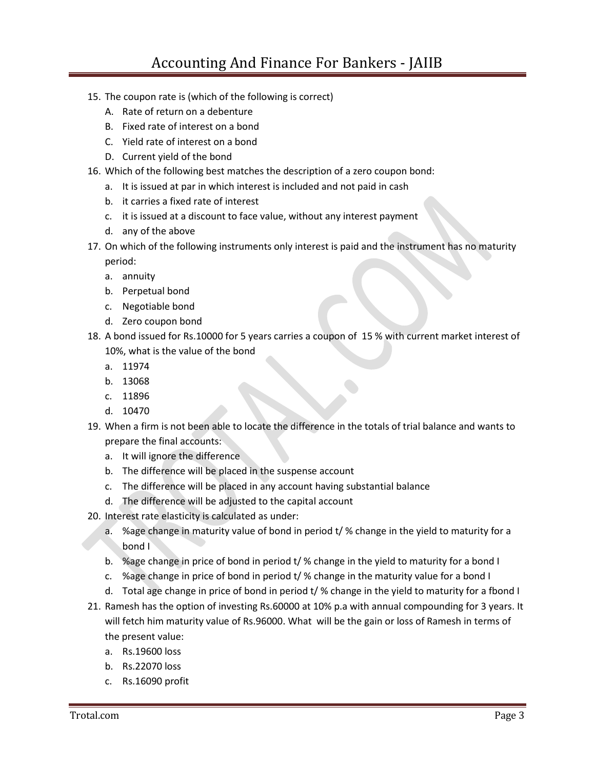15. The coupon rate is (which of the following is correct)
    A. Rate of return on a debenture
    B. Fixed rate of interest on a bond
    C. Yield rate of interest on a bond
    D. Current yield of the bond
16. Which of the following best matches the description of a zero coupon bond:
    a. It is issued at par in which interest is included and not paid in cash
    b. it carries a fixed rate of interest
    c. it is issued at a discount to face value, without any interest payment
    d. any of the above
17. On which of the following instruments only interest is paid and the instrument has no maturity period:
    a. annuity
    b. Perpetual bond
    c. Negotiable bond
    d. Zero coupon bond
18. A bond issued for Rs.10000 for 5 years carries a coupon of 15 % with current market interest of 10%, what is the value of the bond
    a. 11974
    b. 13068
    c. 11896
    d. 10470
19. When a firm is not been able to locate the difference in the totals of trial balance and wants to prepare the final accounts:
    a. It will ignore the difference
    b. The difference will be placed in the suspense account
    c. The difference will be placed in any account having substantial balance
    d. The difference will be adjusted to the capital account
20. Interest rate elasticity is calculated as under:
    a. %age change in maturity value of bond in period t/ % change in the yield to maturity for a bond I
    b. %age change in price of bond in period t/ % change in the yield to maturity for a bond I
    c. %age change in price of bond in period t/ % change in the maturity value for a bond I
    d. Total age change in price of bond in period t/ % change in the yield to maturity for a fbond I
21. Ramesh has the option of investing Rs.60000 at 10% p.a with annual compounding for 3 years. It will fetch him maturity value of Rs.96000. What will be the gain or loss of Ramesh in terms of the present value:
    a. Rs.19600 loss
    b. Rs.22070 loss
    c. Rs.16090 profit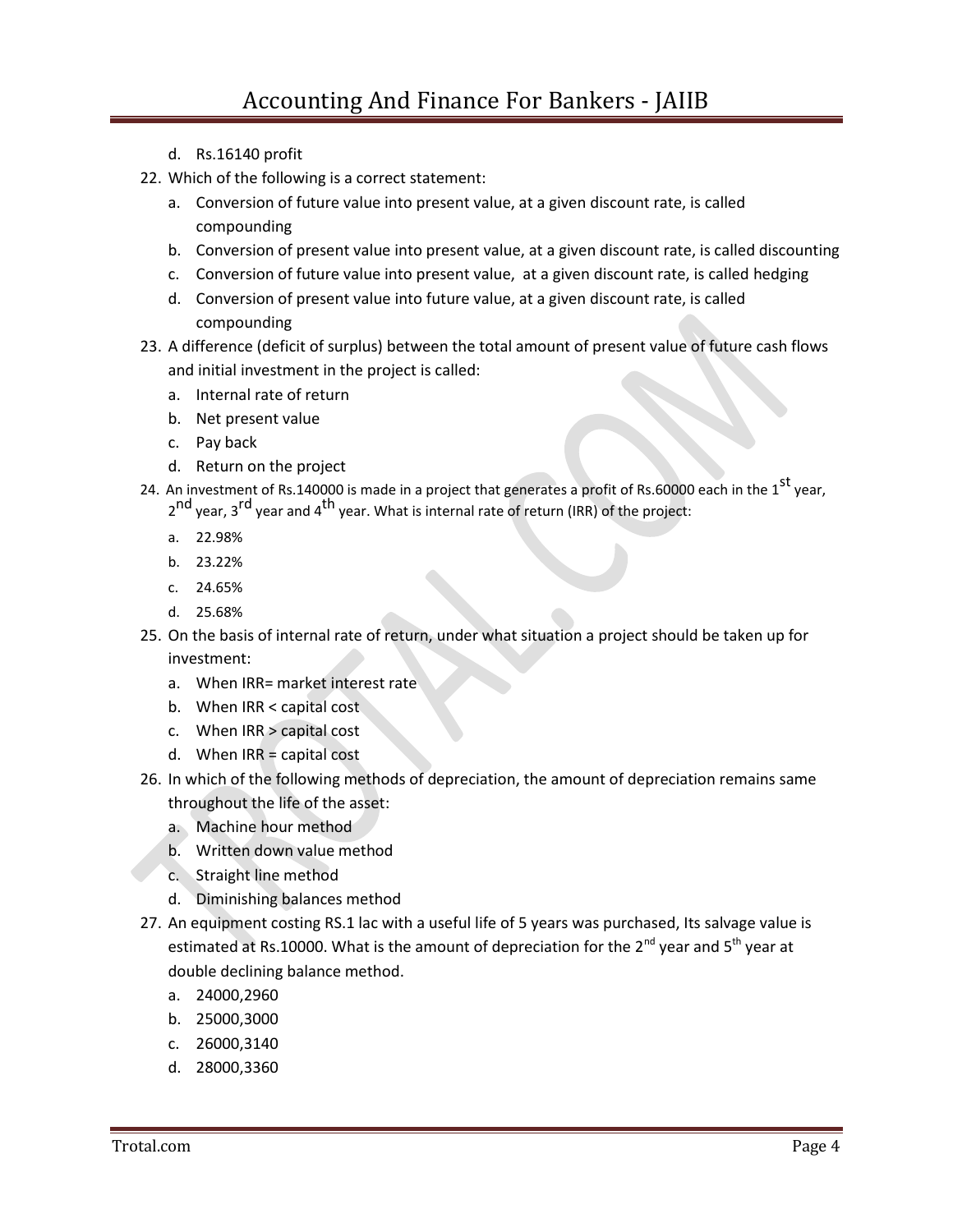d. Rs.16140 profit

22. Which of the following is a correct statement:
    a. Conversion of future value into present value, at a given discount rate, is called compounding
    b. Conversion of present value into present value, at a given discount rate, is called discounting
    c. Conversion of future value into present value, at a given discount rate, is called hedging
    d. Conversion of present value into future value, at a given discount rate, is called compounding
23. A difference (deficit of surplus) between the total amount of present value of future cash flows and initial investment in the project is called:
    a. Internal rate of return
    b. Net present value
    c. Pay back
    d. Return on the project
24. An investment of Rs.140000 is made in a project that generates a profit of Rs.60000 each in the 1st year, 2nd year, 3rd year and 4th year. What is internal rate of return (IRR) of the project:
    a. 22.98%
    b. 23.22%
    c. 24.65%
    d. 25.68%
25. On the basis of internal rate of return, under what situation a project should be taken up for investment:
    a. When IRR= market interest rate
    b. When IRR < capital cost
    c. When IRR > capital cost
    d. When IRR = capital cost
26. In which of the following methods of depreciation, the amount of depreciation remains same throughout the life of the asset:
    a. Machine hour method
    b. Written down value method
    c. Straight line method
    d. Diminishing balances method
27. An equipment costing RS.1 lac with a useful life of 5 years was purchased, Its salvage value is estimated at Rs.10000. What is the amount of depreciation for the 2nd year and 5th year at double declining balance method.
    a. 24000,2960
    b. 25000,3000
    c. 26000,3140
    d. 28000,3360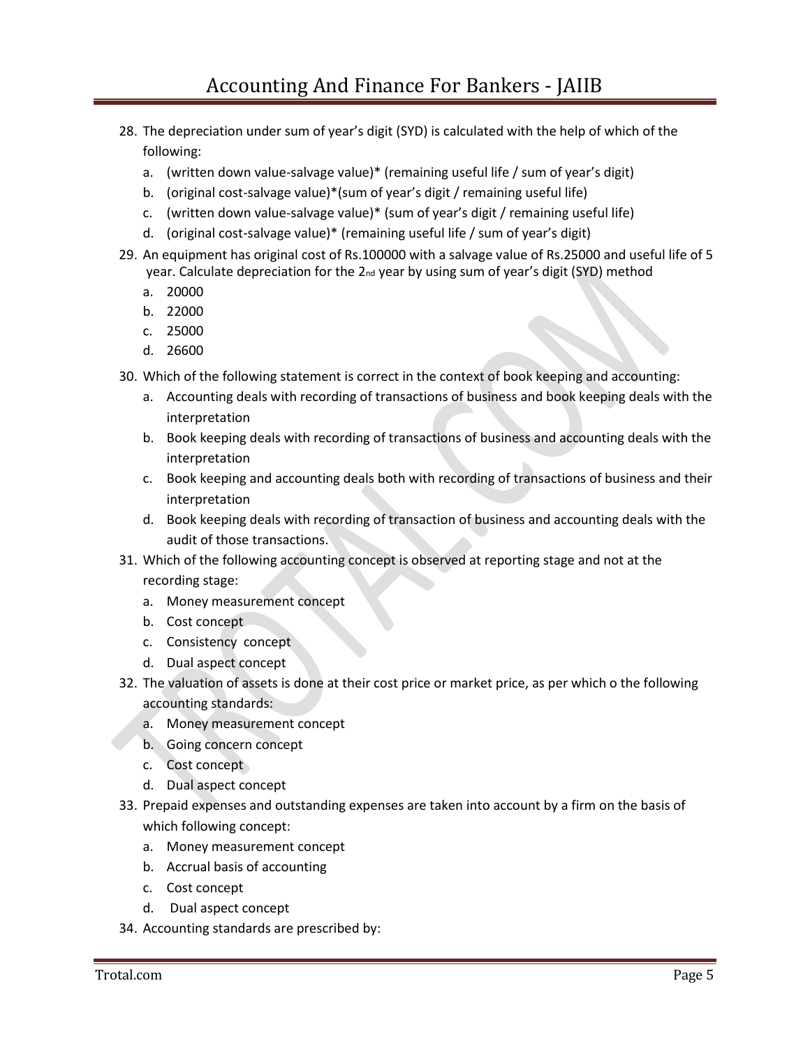28. The depreciation under sum of year's digit (SYD) is calculated with the help of which of the following:
    a. (written down value-salvage value)* (remaining useful life / sum of year's digit)
    b. (original cost-salvage value)*(sum of year's digit / remaining useful life)
    c. (written down value-salvage value)* (sum of year's digit / remaining useful life)
    d. (original cost-salvage value)* (remaining useful life / sum of year's digit)
29. An equipment has original cost of Rs.100000 with a salvage value of Rs.25000 and useful life of 5 year. Calculate depreciation for the 2nd year by using sum of year's digit (SYD) method
    a. 20000
    b. 22000
    c. 25000
    d. 26600
30. Which of the following statement is correct in the context of book keeping and accounting:
    a. Accounting deals with recording of transactions of business and book keeping deals with the interpretation
    b. Book keeping deals with recording of transactions of business and accounting deals with the interpretation
    c. Book keeping and accounting deals both with recording of transactions of business and their interpretation
    d. Book keeping deals with recording of transaction of business and accounting deals with the audit of those transactions.
31. Which of the following accounting concept is observed at reporting stage and not at the recording stage:
    a. Money measurement concept
    b. Cost concept
    c. Consistency concept
    d. Dual aspect concept
32. The valuation of assets is done at their cost price or market price, as per which o the following accounting standards:
    a. Money measurement concept
    b. Going concern concept
    c. Cost concept
    d. Dual aspect concept
33. Prepaid expenses and outstanding expenses are taken into account by a firm on the basis of which following concept:
    a. Money measurement concept
    b. Accrual basis of accounting
    c. Cost concept
    d. Dual aspect concept
34. Accounting standards are prescribed by: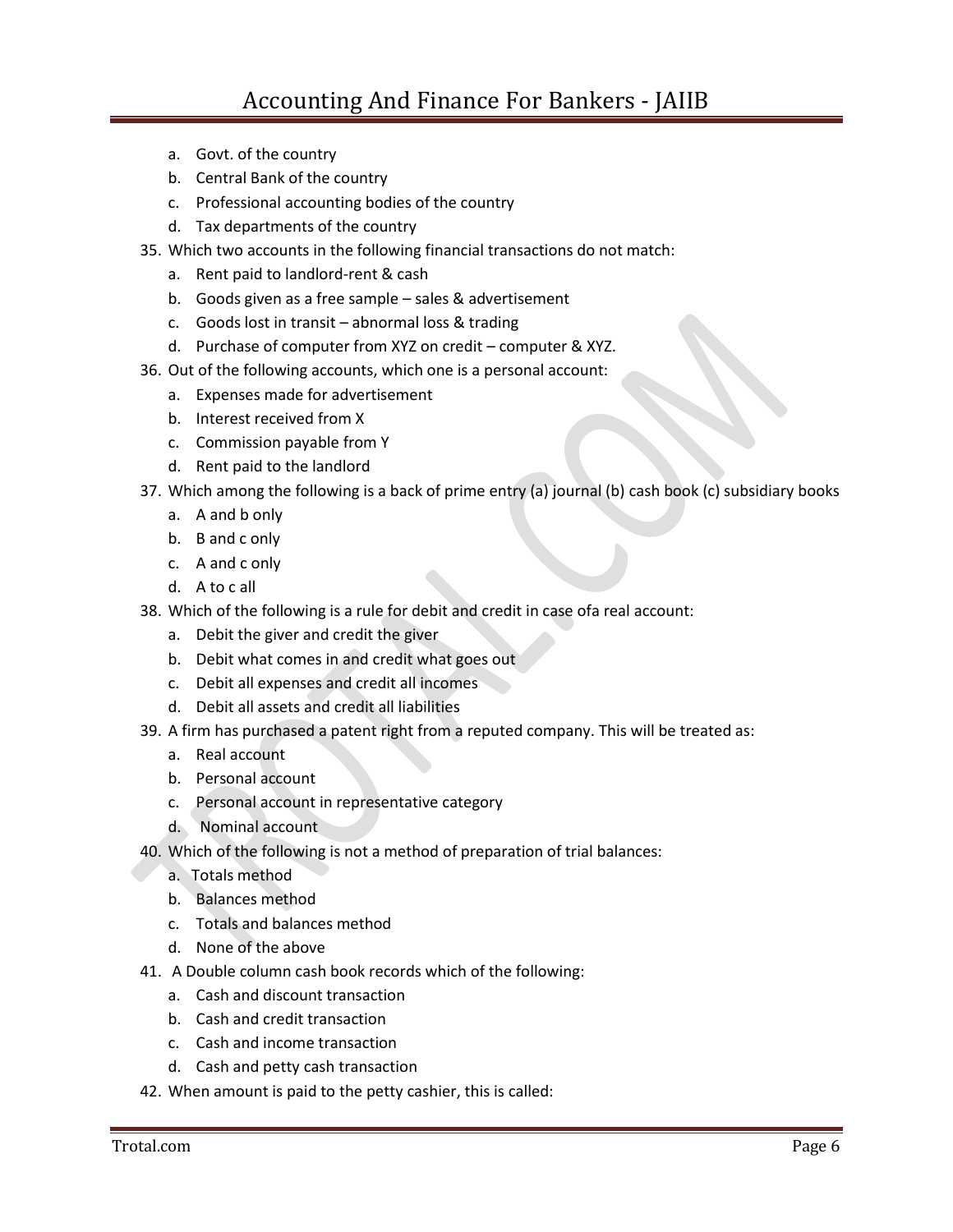a. Govt. of the country
b. Central Bank of the country
c. Professional accounting bodies of the country
d. Tax departments of the country

35. Which two accounts in the following financial transactions do not match:
    a. Rent paid to landlord-rent & cash
    b. Goods given as a free sample – sales & advertisement
    c. Goods lost in transit – abnormal loss & trading
    d. Purchase of computer from XYZ on credit – computer & XYZ.
36. Out of the following accounts, which one is a personal account:
    a. Expenses made for advertisement
    b. Interest received from X
    c. Commission payable from Y
    d. Rent paid to the landlord
37. Which among the following is a back of prime entry (a) journal (b) cash book (c) subsidiary books
    a. A and b only
    b. B and c only
    c. A and c only
    d. A to c all
38. Which of the following is a rule for debit and credit in case ofa real account:
    a. Debit the giver and credit the giver
    b. Debit what comes in and credit what goes out
    c. Debit all expenses and credit all incomes
    d. Debit all assets and credit all liabilities
39. A firm has purchased a patent right from a reputed company. This will be treated as:
    a. Real account
    b. Personal account
    c. Personal account in representative category
    d. Nominal account
40. Which of the following is not a method of preparation of trial balances:
    a. Totals method
    b. Balances method
    c. Totals and balances method
    d. None of the above
41. A Double column cash book records which of the following:
    a. Cash and discount transaction
    b. Cash and credit transaction
    c. Cash and income transaction
    d. Cash and petty cash transaction
42. When amount is paid to the petty cashier, this is called: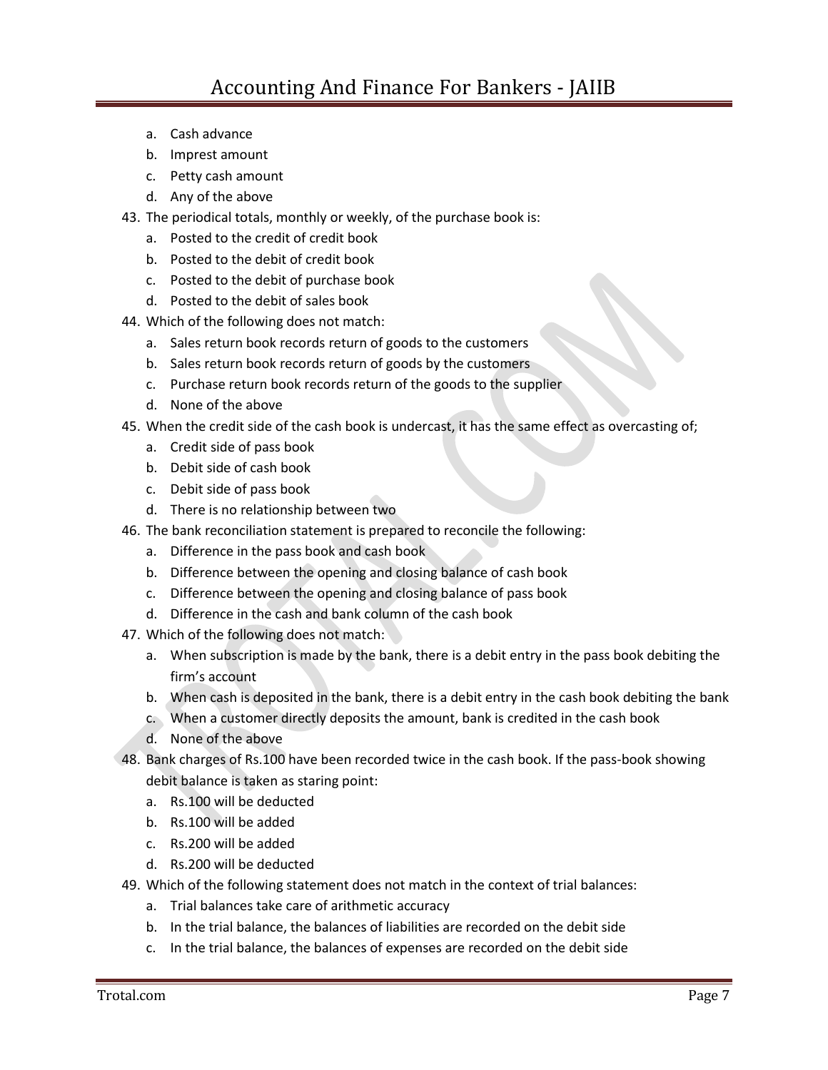a. Cash advance
b. Imprest amount
c. Petty cash amount
d. Any of the above

43. The periodical totals, monthly or weekly, of the purchase book is:
    a. Posted to the credit of credit book
    b. Posted to the debit of credit book
    c. Posted to the debit of purchase book
    d. Posted to the debit of sales book
44. Which of the following does not match:
    a. Sales return book records return of goods to the customers
    b. Sales return book records return of goods by the customers
    c. Purchase return book records return of the goods to the supplier
    d. None of the above
45. When the credit side of the cash book is undercast, it has the same effect as overcasting of;
    a. Credit side of pass book
    b. Debit side of cash book
    c. Debit side of pass book
    d. There is no relationship between two
46. The bank reconciliation statement is prepared to reconcile the following:
    a. Difference in the pass book and cash book
    b. Difference between the opening and closing balance of cash book
    c. Difference between the opening and closing balance of pass book
    d. Difference in the cash and bank column of the cash book
47. Which of the following does not match:
    a. When subscription is made by the bank, there is a debit entry in the pass book debiting the firm's account
    b. When cash is deposited in the bank, there is a debit entry in the cash book debiting the bank
    c. When a customer directly deposits the amount, bank is credited in the cash book
    d. None of the above
48. Bank charges of Rs.100 have been recorded twice in the cash book. If the pass-book showing debit balance is taken as staring point:
    a. Rs.100 will be deducted
    b. Rs.100 will be added
    c. Rs.200 will be added
    d. Rs.200 will be deducted
49. Which of the following statement does not match in the context of trial balances:
    a. Trial balances take care of arithmetic accuracy
    b. In the trial balance, the balances of liabilities are recorded on the debit side
    c. In the trial balance, the balances of expenses are recorded on the debit side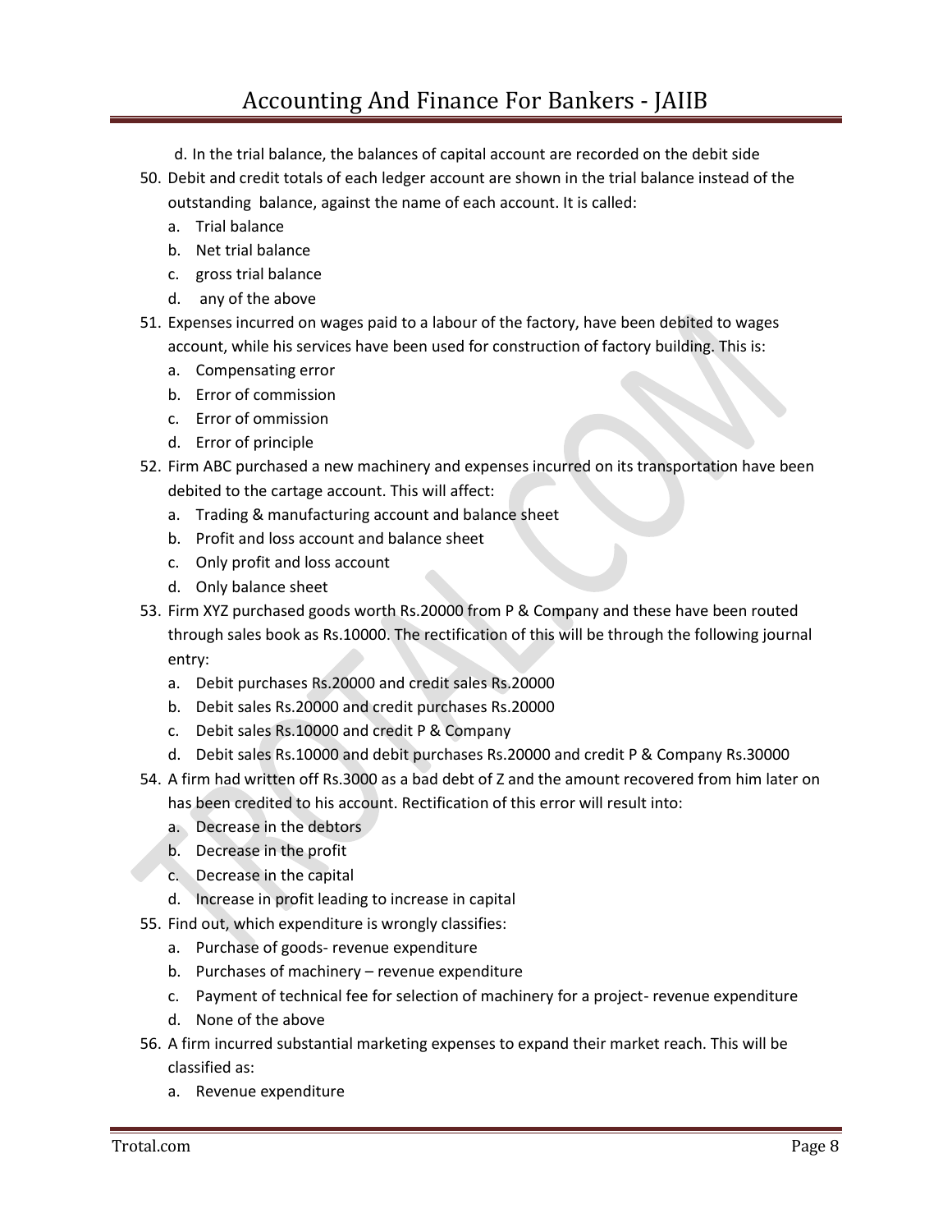d. In the trial balance, the balances of capital account are recorded on the debit side

50. Debit and credit totals of each ledger account are shown in the trial balance instead of the outstanding balance, against the name of each account. It is called:
    a. Trial balance
    b. Net trial balance
    c. gross trial balance
    d. any of the above
51. Expenses incurred on wages paid to a labour of the factory, have been debited to wages account, while his services have been used for construction of factory building. This is:
    a. Compensating error
    b. Error of commission
    c. Error of ommission
    d. Error of principle
52. Firm ABC purchased a new machinery and expenses incurred on its transportation have been debited to the cartage account. This will affect:
    a. Trading & manufacturing account and balance sheet
    b. Profit and loss account and balance sheet
    c. Only profit and loss account
    d. Only balance sheet
53. Firm XYZ purchased goods worth Rs.20000 from P & Company and these have been routed through sales book as Rs.10000. The rectification of this will be through the following journal entry:
    a. Debit purchases Rs.20000 and credit sales Rs.20000
    b. Debit sales Rs.20000 and credit purchases Rs.20000
    c. Debit sales Rs.10000 and credit P & Company
    d. Debit sales Rs.10000 and debit purchases Rs.20000 and credit P & Company Rs.30000
54. A firm had written off Rs.3000 as a bad debt of Z and the amount recovered from him later on has been credited to his account. Rectification of this error will result into:
    a. Decrease in the debtors
    b. Decrease in the profit
    c. Decrease in the capital
    d. Increase in profit leading to increase in capital
55. Find out, which expenditure is wrongly classifies:
    a. Purchase of goods- revenue expenditure
    b. Purchases of machinery – revenue expenditure
    c. Payment of technical fee for selection of machinery for a project- revenue expenditure
    d. None of the above
56. A firm incurred substantial marketing expenses to expand their market reach. This will be classified as:
    a. Revenue expenditure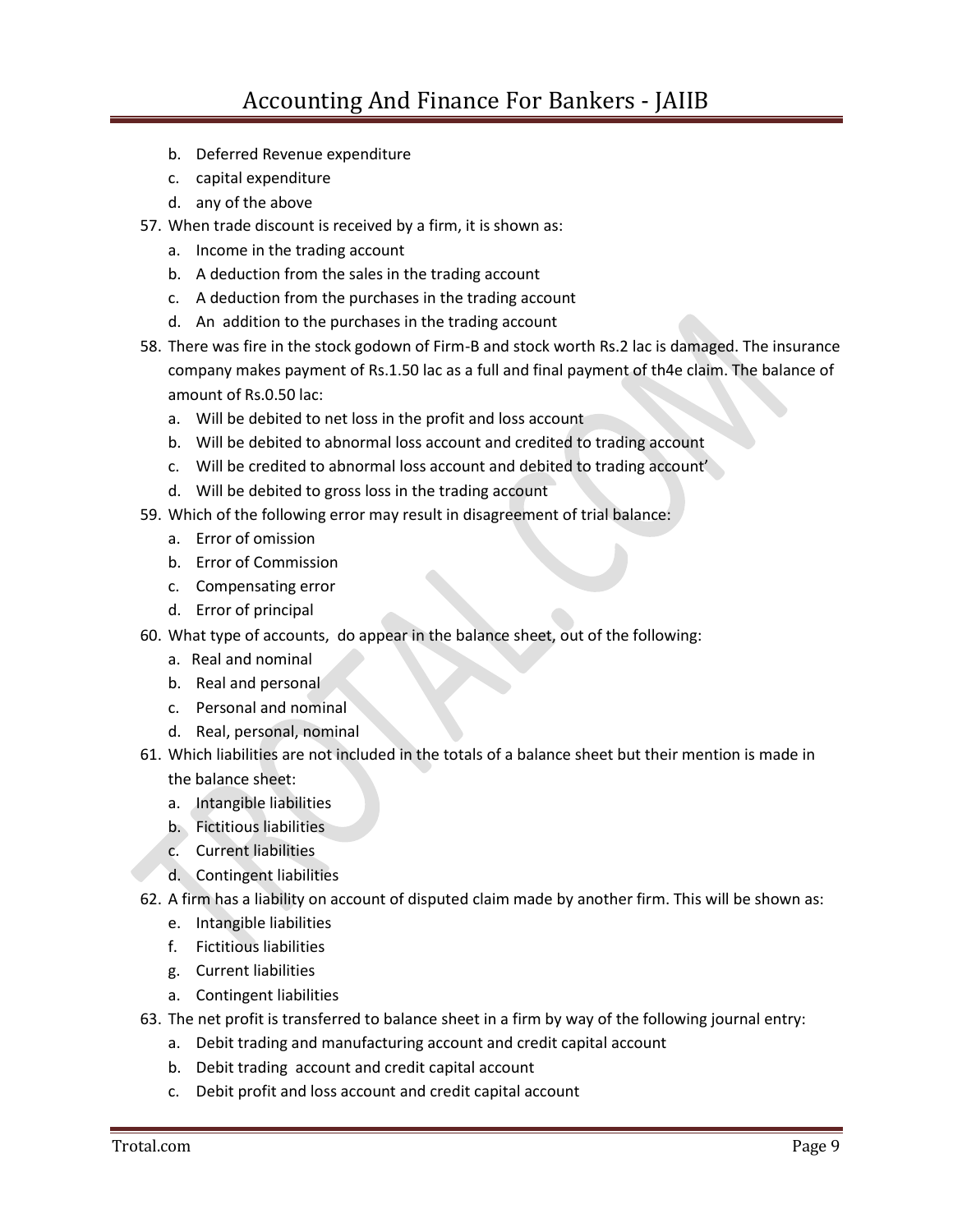b. Deferred Revenue expenditure
c. capital expenditure
d. any of the above

57. When trade discount is received by a firm, it is shown as:
    a. Income in the trading account
    b. A deduction from the sales in the trading account
    c. A deduction from the purchases in the trading account
    d. An addition to the purchases in the trading account
58. There was fire in the stock godown of Firm-B and stock worth Rs.2 lac is damaged. The insurance company makes payment of Rs.1.50 lac as a full and final payment of th4e claim. The balance of amount of Rs.0.50 lac:
    a. Will be debited to net loss in the profit and loss account
    b. Will be debited to abnormal loss account and credited to trading account
    c. Will be credited to abnormal loss account and debited to trading account'
    d. Will be debited to gross loss in the trading account
59. Which of the following error may result in disagreement of trial balance:
    a. Error of omission
    b. Error of Commission
    c. Compensating error
    d. Error of principal
60. What type of accounts, do appear in the balance sheet, out of the following:
    a. Real and nominal
    b. Real and personal
    c. Personal and nominal
    d. Real, personal, nominal
61. Which liabilities are not included in the totals of a balance sheet but their mention is made in the balance sheet:
    a. Intangible liabilities
    b. Fictitious liabilities
    c. Current liabilities
    d. Contingent liabilities
62. A firm has a liability on account of disputed claim made by another firm. This will be shown as:
    e. Intangible liabilities
    f. Fictitious liabilities
    g. Current liabilities
    a. Contingent liabilities
63. The net profit is transferred to balance sheet in a firm by way of the following journal entry:
    a. Debit trading and manufacturing account and credit capital account
    b. Debit trading account and credit capital account
    c. Debit profit and loss account and credit capital account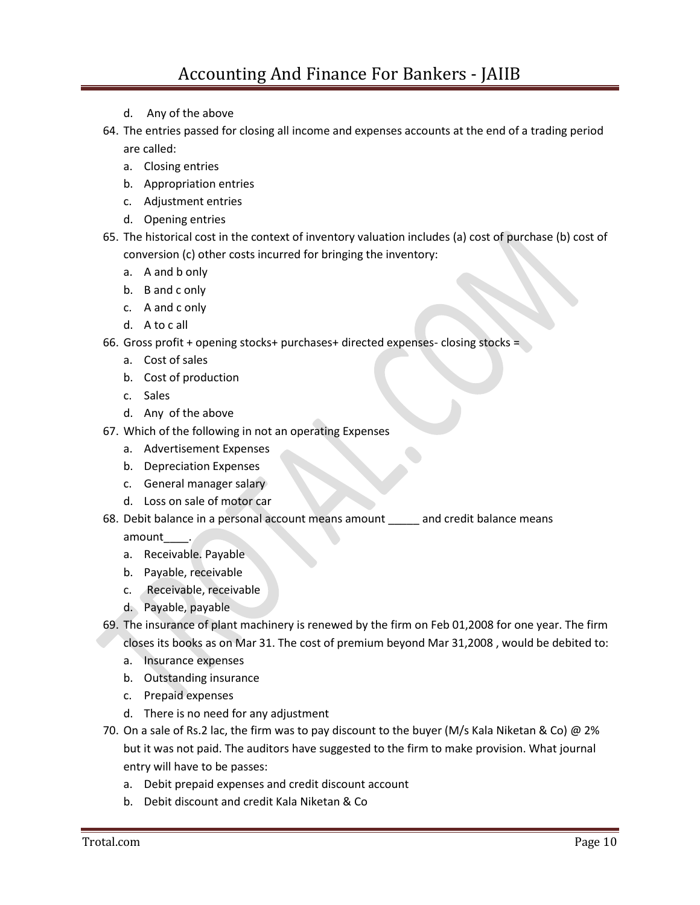d. Any of the above

64. The entries passed for closing all income and expenses accounts at the end of a trading period are called:
    a. Closing entries
    b. Appropriation entries
    c. Adjustment entries
    d. Opening entries
65. The historical cost in the context of inventory valuation includes (a) cost of purchase (b) cost of conversion (c) other costs incurred for bringing the inventory:
    a. A and b only
    b. B and c only
    c. A and c only
    d. A to c all
66. Gross profit + opening stocks+ purchases+ directed expenses- closing stocks =
    a. Cost of sales
    b. Cost of production
    c. Sales
    d. Any of the above
67. Which of the following in not an operating Expenses
    a. Advertisement Expenses
    b. Depreciation Expenses
    c. General manager salary
    d. Loss on sale of motor car
68. Debit balance in a personal account means amount _____ and credit balance means amount____.
    a. Receivable. Payable
    b. Payable, receivable
    c. Receivable, receivable
    d. Payable, payable
69. The insurance of plant machinery is renewed by the firm on Feb 01,2008 for one year. The firm closes its books as on Mar 31. The cost of premium beyond Mar 31,2008 , would be debited to:
    a. Insurance expenses
    b. Outstanding insurance
    c. Prepaid expenses
    d. There is no need for any adjustment
70. On a sale of Rs.2 lac, the firm was to pay discount to the buyer (M/s Kala Niketan & Co) @ 2% but it was not paid. The auditors have suggested to the firm to make provision. What journal entry will have to be passes:
    a. Debit prepaid expenses and credit discount account
    b. Debit discount and credit Kala Niketan & Co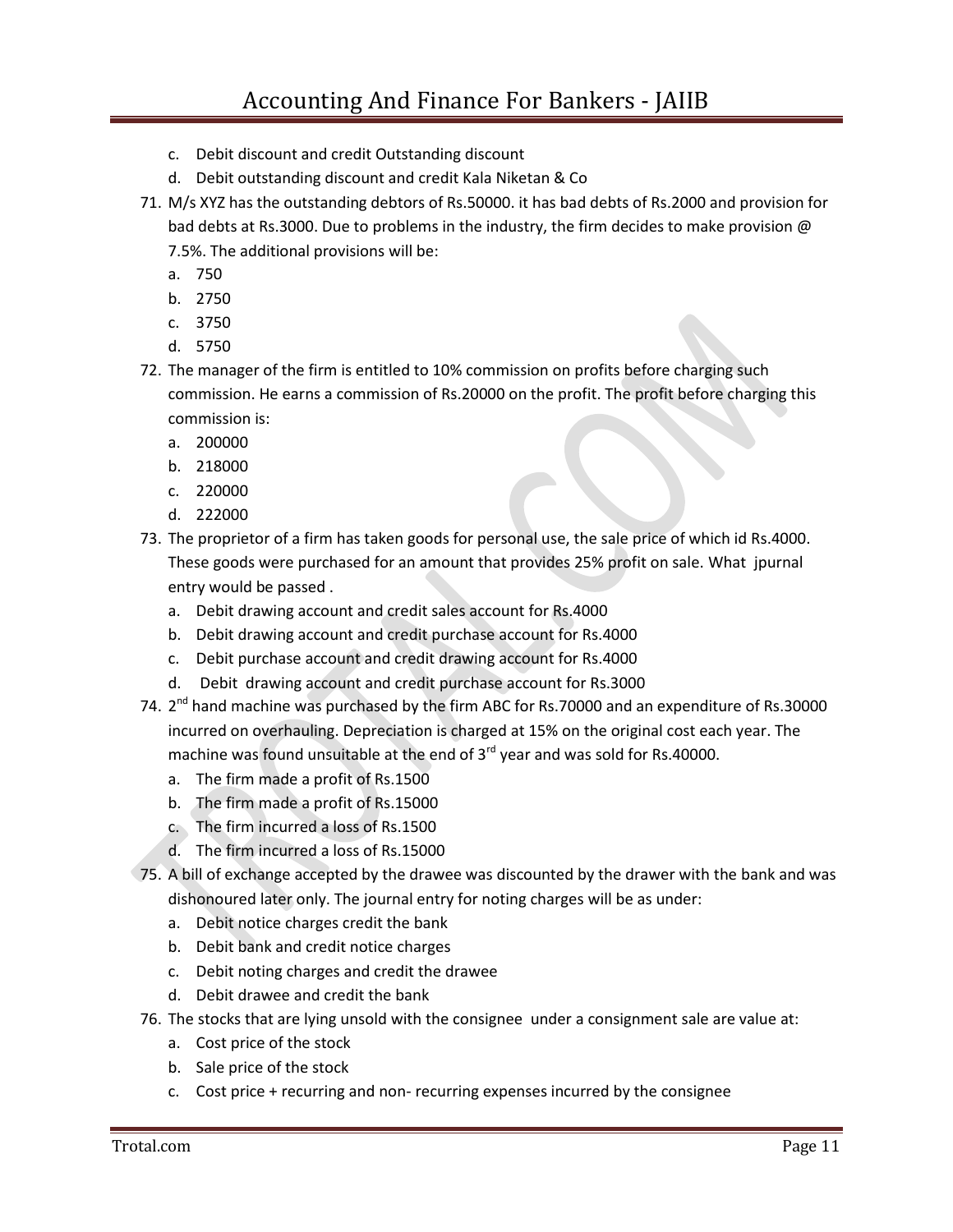c. Debit discount and credit Outstanding discount
d. Debit outstanding discount and credit Kala Niketan & Co

71. M/s XYZ has the outstanding debtors of Rs.50000. it has bad debts of Rs.2000 and provision for bad debts at Rs.3000. Due to problems in the industry, the firm decides to make provision @ 7.5%. The additional provisions will be:
    a. 750
    b. 2750
    c. 3750
    d. 5750
72. The manager of the firm is entitled to 10% commission on profits before charging such commission. He earns a commission of Rs.20000 on the profit. The profit before charging this commission is:
    a. 200000
    b. 218000
    c. 220000
    d. 222000
73. The proprietor of a firm has taken goods for personal use, the sale price of which id Rs.4000. These goods were purchased for an amount that provides 25% profit on sale. What jpurnal entry would be passed .
    a. Debit drawing account and credit sales account for Rs.4000
    b. Debit drawing account and credit purchase account for Rs.4000
    c. Debit purchase account and credit drawing account for Rs.4000
    d. Debit drawing account and credit purchase account for Rs.3000
74. 2nd hand machine was purchased by the firm ABC for Rs.70000 and an expenditure of Rs.30000 incurred on overhauling. Depreciation is charged at 15% on the original cost each year. The machine was found unsuitable at the end of 3rd year and was sold for Rs.40000.
    a. The firm made a profit of Rs.1500
    b. The firm made a profit of Rs.15000
    c. The firm incurred a loss of Rs.1500
    d. The firm incurred a loss of Rs.15000
75. A bill of exchange accepted by the drawee was discounted by the drawer with the bank and was dishonoured later only. The journal entry for noting charges will be as under:
    a. Debit notice charges credit the bank
    b. Debit bank and credit notice charges
    c. Debit noting charges and credit the drawee
    d. Debit drawee and credit the bank
76. The stocks that are lying unsold with the consignee under a consignment sale are value at:
    a. Cost price of the stock
    b. Sale price of the stock
    c. Cost price + recurring and non- recurring expenses incurred by the consignee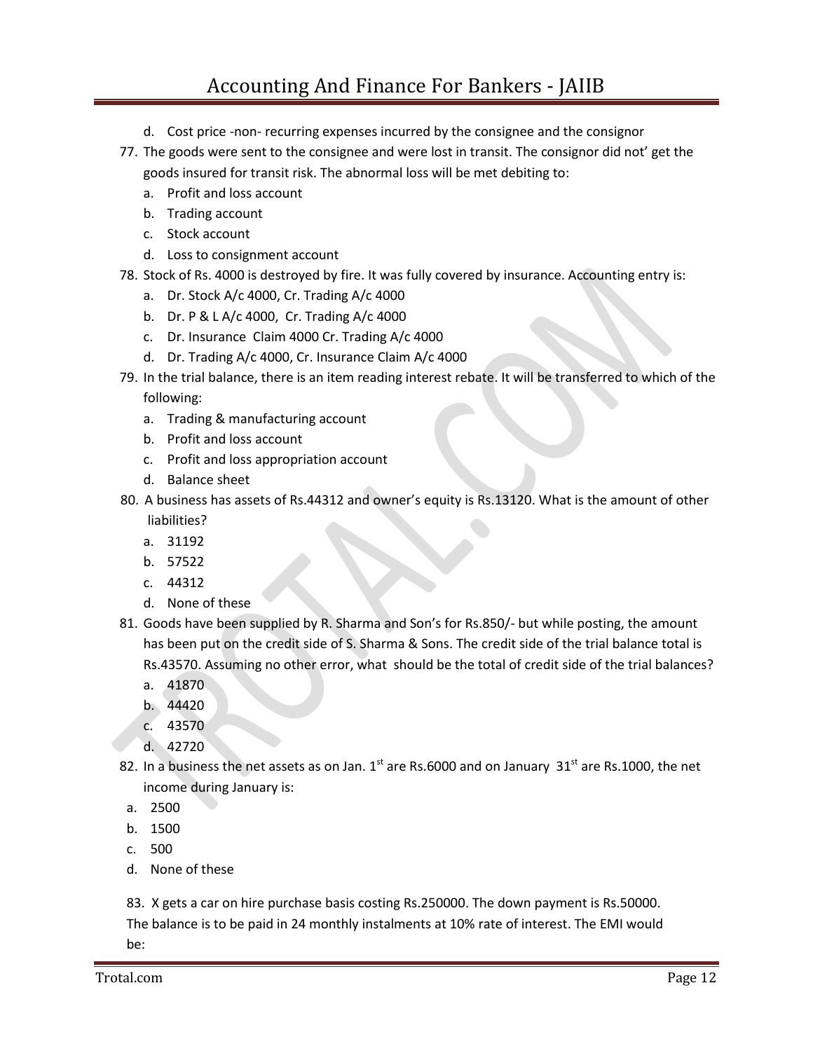d. Cost price -non- recurring expenses incurred by the consignee and the consignor

77. The goods were sent to the consignee and were lost in transit. The consignor did not' get the goods insured for transit risk. The abnormal loss will be met debiting to:
    a. Profit and loss account
    b. Trading account
    c. Stock account
    d. Loss to consignment account
78. Stock of Rs. 4000 is destroyed by fire. It was fully covered by insurance. Accounting entry is:
    a. Dr. Stock A/c 4000, Cr. Trading A/c 4000
    b. Dr. P & L A/c 4000, Cr. Trading A/c 4000
    c. Dr. Insurance Claim 4000 Cr. Trading A/c 4000
    d. Dr. Trading A/c 4000, Cr. Insurance Claim A/c 4000
79. In the trial balance, there is an item reading interest rebate. It will be transferred to which of the following:
    a. Trading & manufacturing account
    b. Profit and loss account
    c. Profit and loss appropriation account
    d. Balance sheet
80. A business has assets of Rs.44312 and owner's equity is Rs.13120. What is the amount of other liabilities?
    a. 31192
    b. 57522
    c. 44312
    d. None of these
81. Goods have been supplied by R. Sharma and Son's for Rs.850/- but while posting, the amount has been put on the credit side of S. Sharma & Sons. The credit side of the trial balance total is Rs.43570. Assuming no other error, what should be the total of credit side of the trial balances?
    a. 41870
    b. 44420
    c. 43570
    d. 42720
82. In a business the net assets as on Jan. 1st are Rs.6000 and on January 31st are Rs.1000, the net income during January is:
    a. 2500
    b. 1500
    c. 500
    d. None of these

83. X gets a car on hire purchase basis costing Rs.250000. The down payment is Rs.50000. The balance is to be paid in 24 monthly instalments at 10% rate of interest. The EMI would be: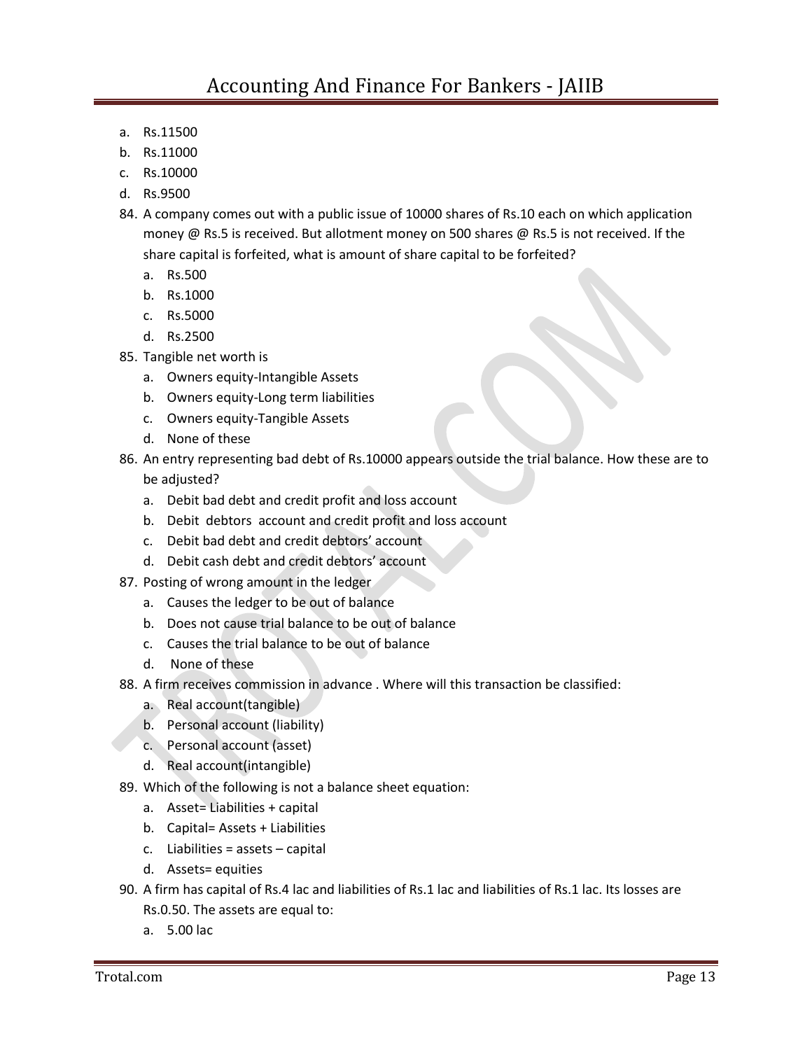a. Rs.11500
b. Rs.11000
c. Rs.10000
d. Rs.9500

84. A company comes out with a public issue of 10000 shares of Rs.10 each on which application money @ Rs.5 is received. But allotment money on 500 shares @ Rs.5 is not received. If the share capital is forfeited, what is amount of share capital to be forfeited?
    a. Rs.500
    b. Rs.1000
    c. Rs.5000
    d. Rs.2500
85. Tangible net worth is
    a. Owners equity-Intangible Assets
    b. Owners equity-Long term liabilities
    c. Owners equity-Tangible Assets
    d. None of these
86. An entry representing bad debt of Rs.10000 appears outside the trial balance. How these are to be adjusted?
    a. Debit bad debt and credit profit and loss account
    b. Debit debtors account and credit profit and loss account
    c. Debit bad debt and credit debtors' account
    d. Debit cash debt and credit debtors' account
87. Posting of wrong amount in the ledger
    a. Causes the ledger to be out of balance
    b. Does not cause trial balance to be out of balance
    c. Causes the trial balance to be out of balance
    d. None of these
88. A firm receives commission in advance . Where will this transaction be classified:
    a. Real account(tangible)
    b. Personal account (liability)
    c. Personal account (asset)
    d. Real account(intangible)
89. Which of the following is not a balance sheet equation:
    a. Asset= Liabilities + capital
    b. Capital= Assets + Liabilities
    c. Liabilities = assets – capital
    d. Assets= equities
90. A firm has capital of Rs.4 lac and liabilities of Rs.1 lac and liabilities of Rs.1 lac. Its losses are Rs.0.50. The assets are equal to:
    a. 5.00 lac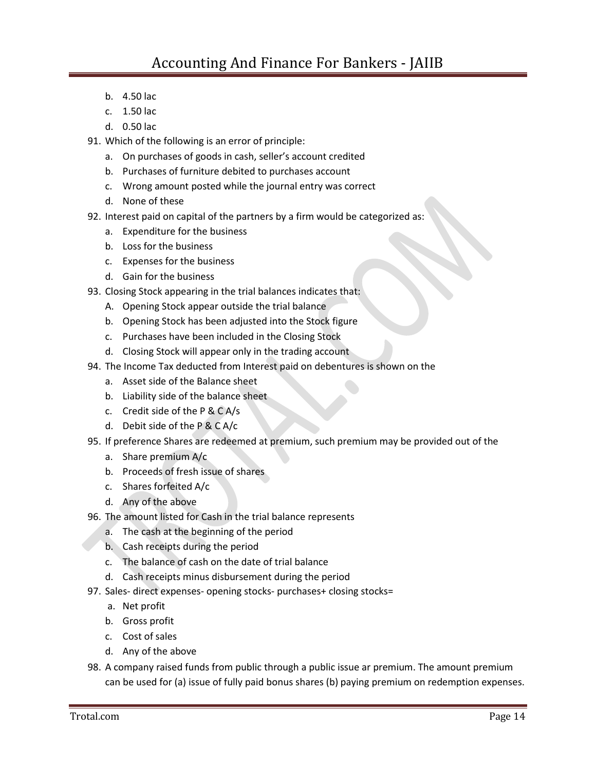b. 4.50 lac
c. 1.50 lac
d. 0.50 lac

91. Which of the following is an error of principle:
    a. On purchases of goods in cash, seller's account credited
    b. Purchases of furniture debited to purchases account
    c. Wrong amount posted while the journal entry was correct
    d. None of these
92. Interest paid on capital of the partners by a firm would be categorized as:
    a. Expenditure for the business
    b. Loss for the business
    c. Expenses for the business
    d. Gain for the business
93. Closing Stock appearing in the trial balances indicates that:
    A. Opening Stock appear outside the trial balance
    b. Opening Stock has been adjusted into the Stock figure
    c. Purchases have been included in the Closing Stock
    d. Closing Stock will appear only in the trading account
94. The Income Tax deducted from Interest paid on debentures is shown on the
    a. Asset side of the Balance sheet
    b. Liability side of the balance sheet
    c. Credit side of the P & C A/s
    d. Debit side of the P & C A/c
95. If preference Shares are redeemed at premium, such premium may be provided out of the
    a. Share premium A/c
    b. Proceeds of fresh issue of shares
    c. Shares forfeited A/c
    d. Any of the above
96. The amount listed for Cash in the trial balance represents
    a. The cash at the beginning of the period
    b. Cash receipts during the period
    c. The balance of cash on the date of trial balance
    d. Cash receipts minus disbursement during the period
97. Sales- direct expenses- opening stocks- purchases+ closing stocks=
    a. Net profit
    b. Gross profit
    c. Cost of sales
    d. Any of the above
98. A company raised funds from public through a public issue ar premium. The amount premium can be used for (a) issue of fully paid bonus shares (b) paying premium on redemption expenses.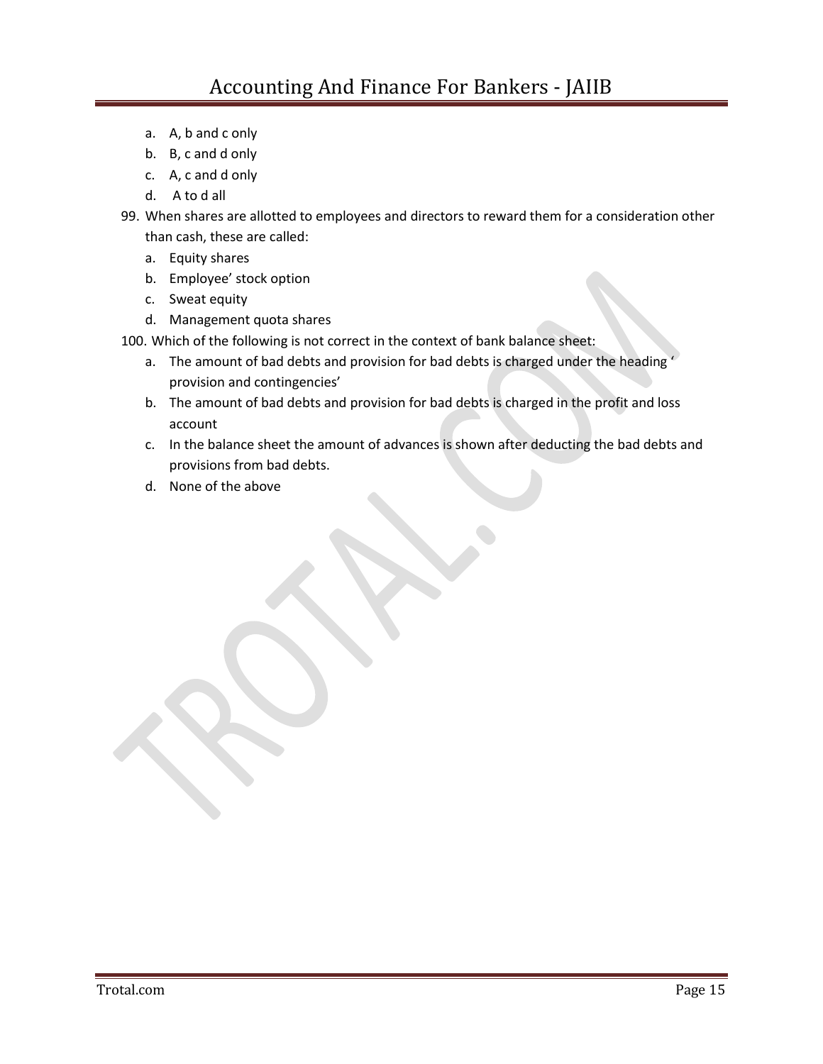a. A, b and c only
b. B, c and d only
c. A, c and d only
d. A to d all

99. When shares are allotted to employees and directors to reward them for a consideration other than cash, these are called:
    a. Equity shares
    b. Employee' stock option
    c. Sweat equity
    d. Management quota shares

100. Which of the following is not correct in the context of bank balance sheet:
    a. The amount of bad debts and provision for bad debts is charged under the heading ' provision and contingencies'
    b. The amount of bad debts and provision for bad debts is charged in the profit and loss account
    c. In the balance sheet the amount of advances is shown after deducting the bad debts and provisions from bad debts.
    d. None of the above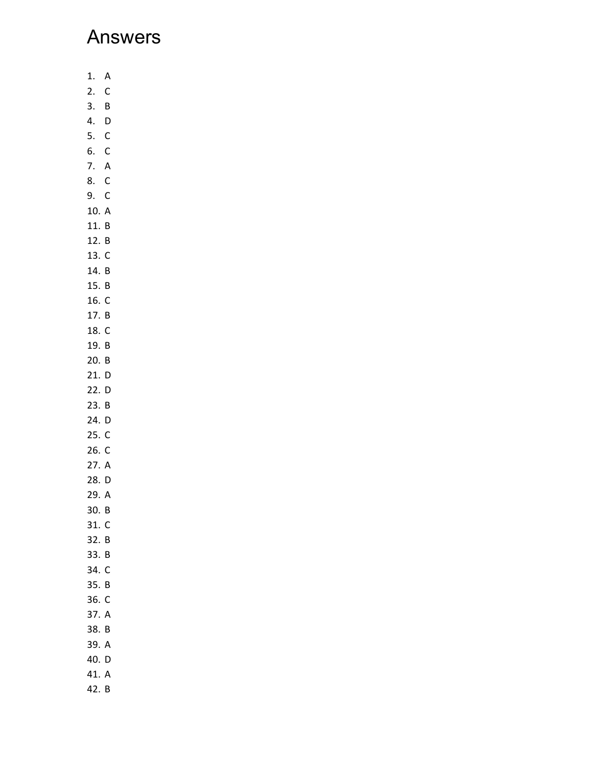# Answers

1. A
2. C
3. B
4. D
5. C
6. C
7. A
8. C
9. C
10. A
11. B
12. B
13. C
14. B
15. B
16. C
17. B
18. C
19. B
20. B
21. D
22. D
23. B
24. D
25. C
26. C
27. A
28. D
29. A
30. B
31. C
32. B
33. B
34. C
35. B
36. C
37. A
38. B
39. A
40. D
41. A
42. B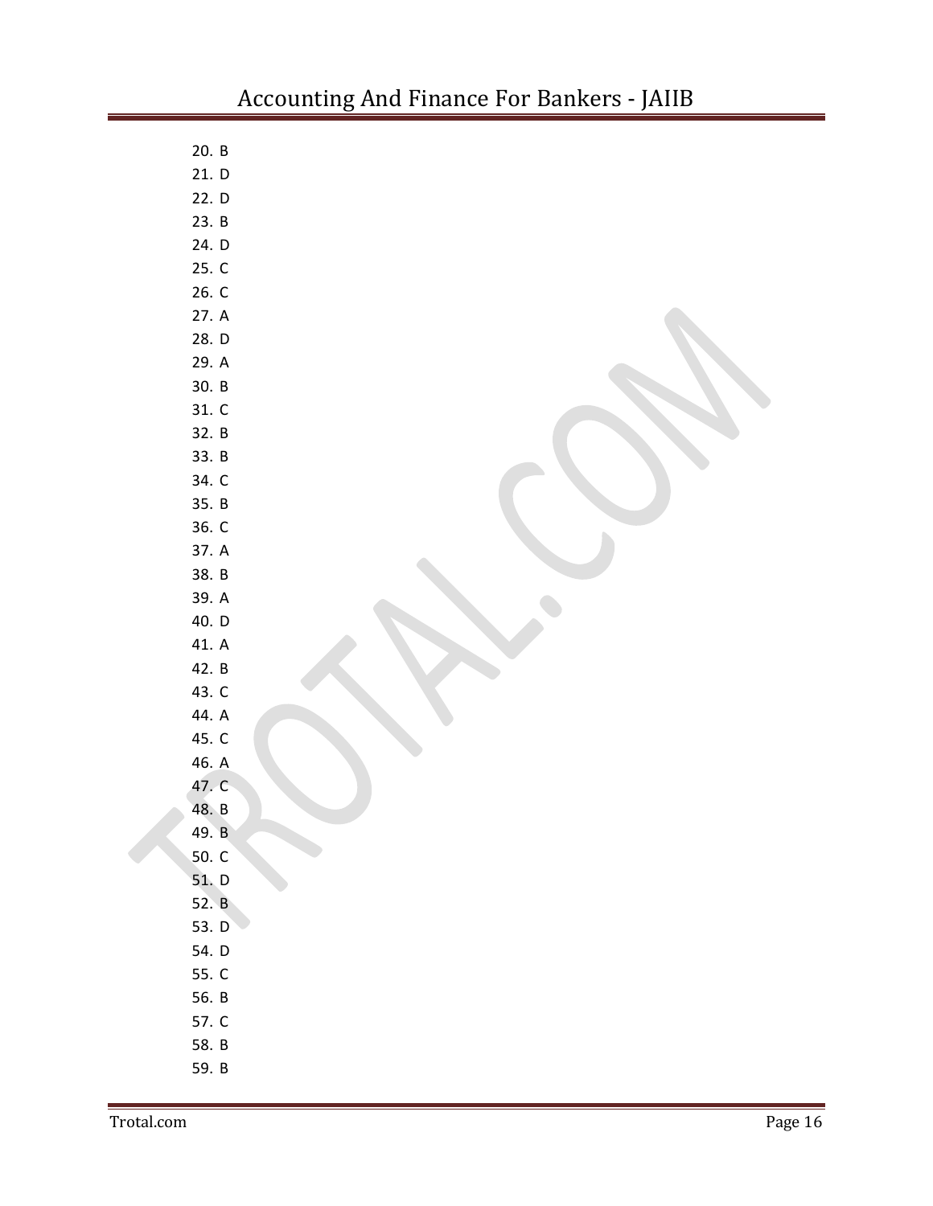20. B
21. D
22. D
23. B
24. D
25. C
26. C
27. A
28. D
29. A
30. B
31. C
32. B
33. B
34. C
35. B
36. C
37. A
38. B
39. A
40. D
41. A
42. B
43. C
44. A
45. C
46. A
47. C
48. B
49. B
50. C
51. D
52. B
53. D
54. D
55. C
56. B
57. C
58. B
59. B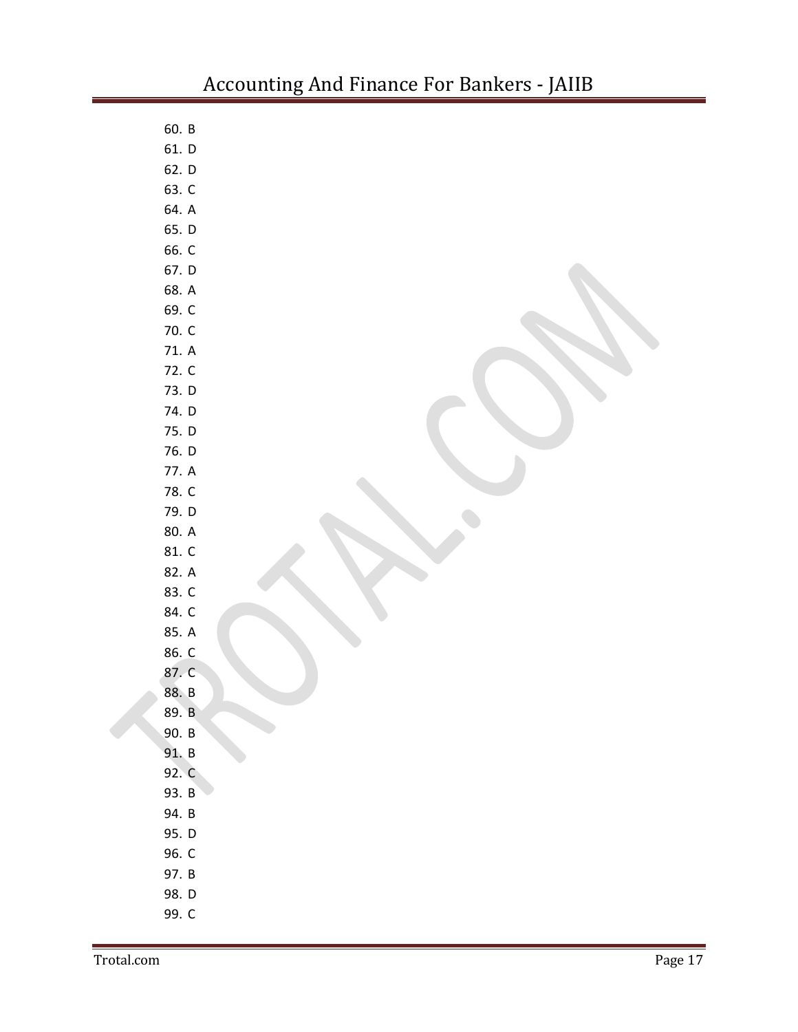60. B
61. D
62. D
63. C
64. A
65. D
66. C
67. D
68. A
69. C
70. C
71. A
72. C
73. D
74. D
75. D
76. D
77. A
78. C
79. D
80. A
81. C
82. A
83. C
84. C
85. A
86. C
87. C
88. B
89. B
90. B
91. B
92. C
93. B
94. B
95. D
96. C
97. B
98. D
99. C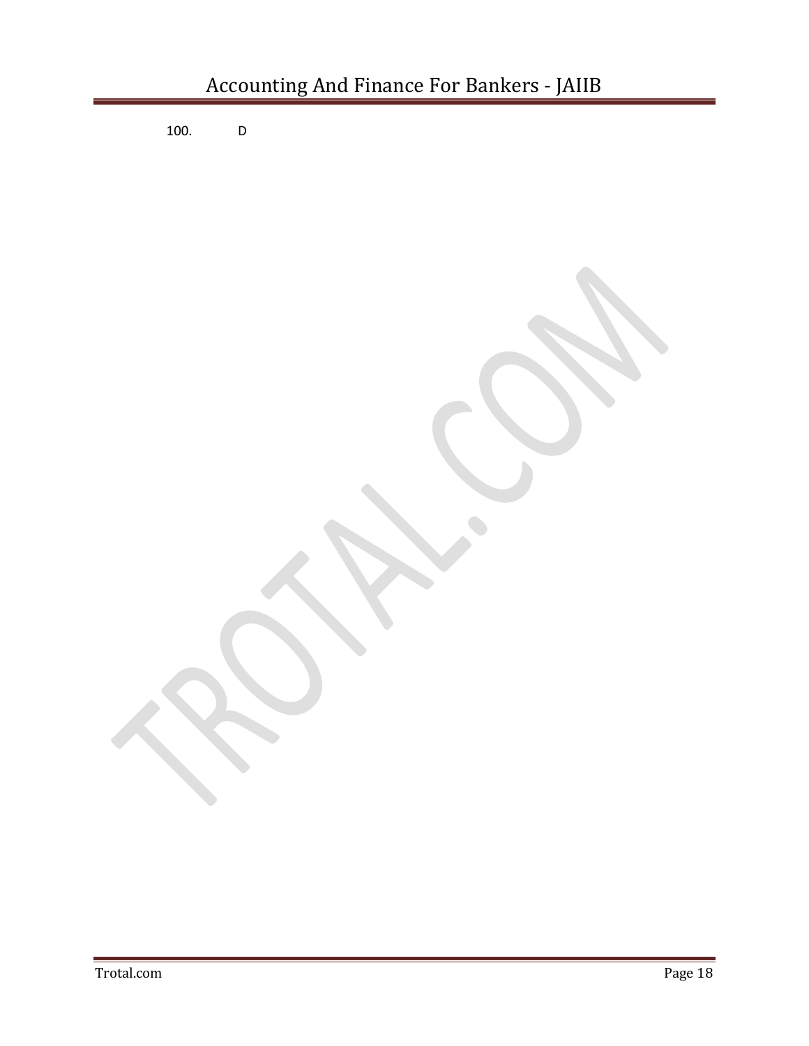100. D